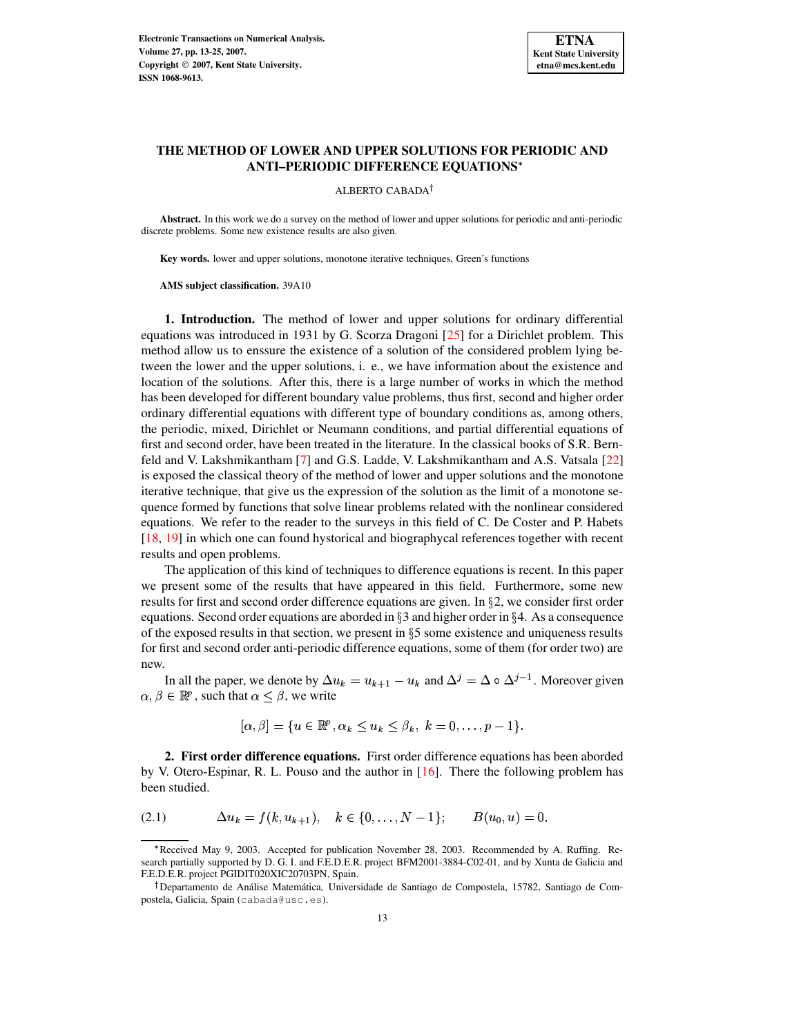# THE METHOD OF LOWER AND UPPER SOLUTIONS FOR PERIODIC AND ANTI–PERIODIC DIFFERENCE EQUATIONS*

ALBERTO CABADA†

**Abstract.** In this work we do a survey on the method of lower and upper solutions for periodic and anti-periodic discrete problems. Some new existence results are also given.

**Key words.** lower and upper solutions, monotone iterative techniques, Green's functions

**AMS subject classification.** 39A10

**1. Introduction.** The method of lower and upper solutions for ordinary differential equations was introduced in 1931 by G. Scorza Dragoni [25] for a Dirichlet problem. This method allow us to enssure the existence of a solution of the considered problem lying between the lower and the upper solutions, i. e., we have information about the existence and location of the solutions. After this, there is a large number of works in which the method has been developed for different boundary value problems, thus first, second and higher order ordinary differential equations with different type of boundary conditions as, among others, the periodic, mixed, Dirichlet or Neumann conditions, and partial differential equations of first and second order, have been treated in the literature. In the classical books of S.R. Bernfeld and V. Lakshmikantham [7] and G.S. Ladde, V. Lakshmikantham and A.S. Vatsala [22] is exposed the classical theory of the method of lower and upper solutions and the monotone iterative technique, that give us the expression of the solution as the limit of a monotone sequence formed by functions that solve linear problems related with the nonlinear considered equations. We refer to the reader to the surveys in this field of C. De Coster and P. Habets [18, 19] in which one can found hystorical and biographycal references together with recent results and open problems.

The application of this kind of techniques to difference equations is recent. In this paper we present some of the results that have appeared in this field. Furthermore, some new results for first and second order difference equations are given. In §2, we consider first order equations. Second order equations are aborded in §3 and higher order in §4. As a consequence of the exposed results in that section, we present in §5 some existence and uniqueness results for first and second order anti-periodic difference equations, some of them (for order two) are new.

In all the paper, we denote by $\Delta u_k = u_{k+1} - u_k$ and $\Delta^j = \Delta \circ \Delta^{j-1}$. Moreover given $\alpha, \beta \in \mathbb{R}^p$, such that $\alpha \le \beta$, we write

$$[\alpha, \beta] = \{u \in \mathbb{R}^p, \alpha_k \le u_k \le \beta_k,\ k = 0, \dots, p-1\}.$$

**2. First order difference equations.** First order difference equations has been aborded by V. Otero-Espinar, R. L. Pouso and the author in [16]. There the following problem has been studied.

$$\Delta u_k = f(k, u_{k+1}), \quad k \in \{0, \dots, N-1\}; \qquad B(u_0, u) = 0. \tag{2.1}$$

*Received May 9, 2003. Accepted for publication November 28, 2003. Recommended by A. Ruffing. Research partially supported by D. G. I. and F.E.D.E.R. project BFM2001-3884-C02-01, and by Xunta de Galicia and F.E.D.E.R. project PGIDIT020XIC20703PN, Spain.

†Departamento de Análise Matemática, Universidade de Santiago de Compostela, 15782, Santiago de Compostela, Galicia, Spain (cabada@usc.es).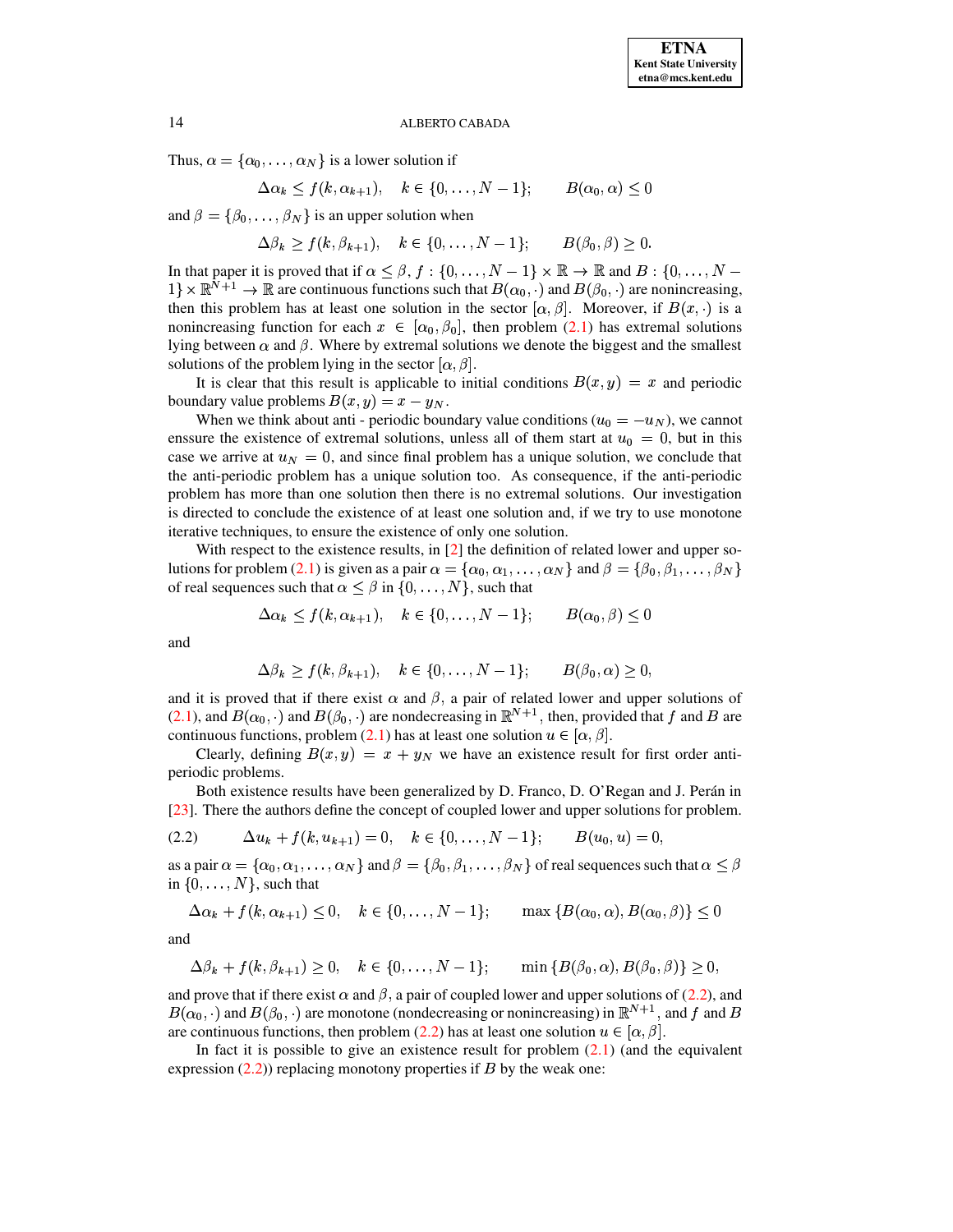Thus, $\alpha = \{\alpha_0, \dots, \alpha_N\}$ is a lower solution if

$$\Delta\alpha_k \leq f(k, \alpha_{k+1}), \quad k \in \{0, \dots, N-1\}; \qquad B(\alpha_0, \alpha) \leq 0$$

and $\beta = \{\beta_0, \dots, \beta_N\}$ is an upper solution when

$$\Delta\beta_k \geq f(k, \beta_{k+1}), \quad k \in \{0, \dots, N-1\}; \qquad B(\beta_0, \beta) \geq 0.$$

In that paper it is proved that if $\alpha \leq \beta$, $f : \{0, \dots, N-1\} \times \mathbb{R} \to \mathbb{R}$ and $B : \{0, \dots, N-1\} \times \mathbb{R}^{N+1} \to \mathbb{R}$ are continuous functions such that $B(\alpha_0, \cdot)$ and $B(\beta_0, \cdot)$ are nonincreasing, then this problem has at least one solution in the sector $[\alpha, \beta]$. Moreover, if $B(x, \cdot)$ is a nonincreasing function for each $x \in [\alpha_0, \beta_0]$, then problem (2.1) has extremal solutions lying between $\alpha$ and $\beta$. Where by extremal solutions we denote the biggest and the smallest solutions of the problem lying in the sector $[\alpha, \beta]$.

It is clear that this result is applicable to initial conditions $B(x, y) = x$ and periodic boundary value problems $B(x, y) = x - y_N$.

When we think about anti - periodic boundary value conditions ($u_0 = -u_N$), we cannot enssure the existence of extremal solutions, unless all of them start at $u_0 = 0$, but in this case we arrive at $u_N = 0$, and since final problem has a unique solution, we conclude that the anti-periodic problem has a unique solution too. As consequence, if the anti-periodic problem has more than one solution then there is no extremal solutions. Our investigation is directed to conclude the existence of at least one solution and, if we try to use monotone iterative techniques, to ensure the existence of only one solution.

With respect to the existence results, in [2] the definition of related lower and upper solutions for problem (2.1) is given as a pair $\alpha = \{\alpha_0, \alpha_1, \dots, \alpha_N\}$ and $\beta = \{\beta_0, \beta_1, \dots, \beta_N\}$ of real sequences such that $\alpha \leq \beta$ in $\{0, \dots, N\}$, such that

$$\Delta\alpha_k \leq f(k, \alpha_{k+1}), \quad k \in \{0, \dots, N-1\}; \qquad B(\alpha_0, \beta) \leq 0$$

and

$$\Delta\beta_k \geq f(k, \beta_{k+1}), \quad k \in \{0, \dots, N-1\}; \qquad B(\beta_0, \alpha) \geq 0,$$

and it is proved that if there exist $\alpha$ and $\beta$, a pair of related lower and upper solutions of (2.1), and $B(\alpha_0, \cdot)$ and $B(\beta_0, \cdot)$ are nondecreasing in $\mathbb{R}^{N+1}$, then, provided that $f$ and $B$ are continuous functions, problem (2.1) has at least one solution $u \in [\alpha, \beta]$.

Clearly, defining $B(x, y) = x + y_N$ we have an existence result for first order anti-periodic problems.

Both existence results have been generalized by D. Franco, D. O'Regan and J. Perán in [23]. There the authors define the concept of coupled lower and upper solutions for problem.

$$\Delta u_k + f(k, u_{k+1}) = 0, \quad k \in \{0, \dots, N-1\}; \qquad B(u_0, u) = 0, \tag{2.2}$$

as a pair $\alpha = \{\alpha_0, \alpha_1, \dots, \alpha_N\}$ and $\beta = \{\beta_0, \beta_1, \dots, \beta_N\}$ of real sequences such that $\alpha \leq \beta$ in $\{0, \dots, N\}$, such that

$$\Delta\alpha_k + f(k, \alpha_{k+1}) \leq 0, \quad k \in \{0, \dots, N-1\}; \qquad \max\{B(\alpha_0, \alpha), B(\alpha_0, \beta)\} \leq 0$$

and

$$\Delta\beta_k + f(k, \beta_{k+1}) \geq 0, \quad k \in \{0, \dots, N-1\}; \qquad \min\{B(\beta_0, \alpha), B(\beta_0, \beta)\} \geq 0,$$

and prove that if there exist $\alpha$ and $\beta$, a pair of coupled lower and upper solutions of (2.2), and $B(\alpha_0, \cdot)$ and $B(\beta_0, \cdot)$ are monotone (nondecreasing or nonincreasing) in $\mathbb{R}^{N+1}$, and $f$ and $B$ are continuous functions, then problem (2.2) has at least one solution $u \in [\alpha, \beta]$.

In fact it is possible to give an existence result for problem (2.1) (and the equivalent expression (2.2)) replacing monotony properties if $B$ by the weak one: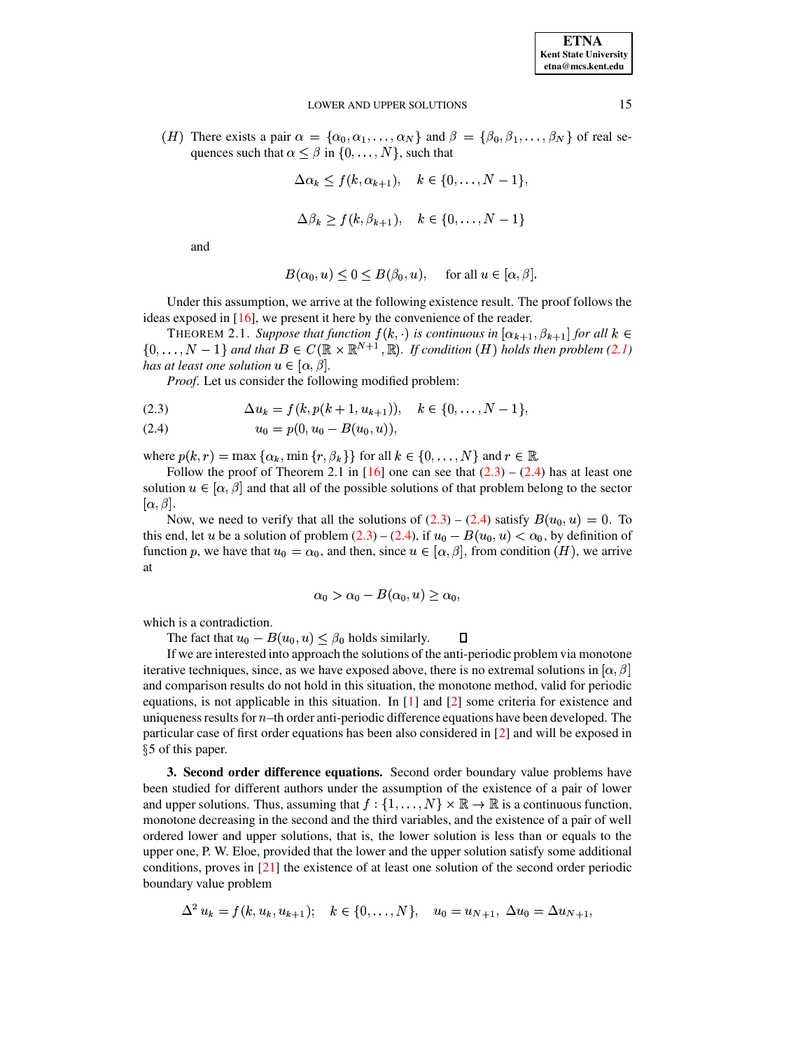$(H)$ There exists a pair $\alpha = \{\alpha_0, \alpha_1, \ldots, \alpha_N\}$ and $\beta = \{\beta_0, \beta_1, \ldots, \beta_N\}$ of real sequences such that $\alpha \leq \beta$ in $\{0, \ldots, N\}$, such that

$$\Delta \alpha_k \leq f(k, \alpha_{k+1}), \quad k \in \{0, \ldots, N-1\},$$

$$\Delta \beta_k \geq f(k, \beta_{k+1}), \quad k \in \{0, \ldots, N-1\}$$

and

$$B(\alpha_0, u) \leq 0 \leq B(\beta_0, u), \quad \text{ for all } u \in [\alpha, \beta].$$

Under this assumption, we arrive at the following existence result. The proof follows the ideas exposed in [16], we present it here by the convenience of the reader.

THEOREM 2.1. *Suppose that function $f(k, \cdot)$ is continuous in $[\alpha_{k+1}, \beta_{k+1}]$ for all $k \in \{0, \ldots, N-1\}$ and that $B \in C(\mathbb{R} \times \mathbb{R}^{N+1}, \mathbb{R})$. If condition $(H)$ holds then problem (2.1) has at least one solution $u \in [\alpha, \beta]$.*

*Proof*. Let us consider the following modified problem:

$$\Delta u_k = f(k, p(k+1, u_{k+1})), \quad k \in \{0, \ldots, N-1\}, \tag{2.3}$$

$$u_0 = p(0, u_0 - B(u_0, u)), \tag{2.4}$$

where $p(k, r) = \max\{\alpha_k, \min\{r, \beta_k\}\}$ for all $k \in \{0, \ldots, N\}$ and $r \in \mathbb{R}$.

Follow the proof of Theorem 2.1 in [16] one can see that (2.3) – (2.4) has at least one solution $u \in [\alpha, \beta]$ and that all of the possible solutions of that problem belong to the sector $[\alpha, \beta]$.

Now, we need to verify that all the solutions of (2.3) – (2.4) satisfy $B(u_0, u) = 0$. To this end, let $u$ be a solution of problem (2.3) – (2.4), if $u_0 - B(u_0, u) < \alpha_0$, by definition of function $p$, we have that $u_0 = \alpha_0$, and then, since $u \in [\alpha, \beta]$, from condition $(H)$, we arrive at

$$\alpha_0 > \alpha_0 - B(\alpha_0, u) \geq \alpha_0,$$

which is a contradiction.

The fact that $u_0 - B(u_0, u) \leq \beta_0$ holds similarly. ◻

If we are interested into approach the solutions of the anti-periodic problem via monotone iterative techniques, since, as we have exposed above, there is no extremal solutions in $[\alpha, \beta]$ and comparison results do not hold in this situation, the monotone method, valid for periodic equations, is not applicable in this situation. In [1] and [2] some criteria for existence and uniqueness results for $n$–th order anti-periodic difference equations have been developed. The particular case of first order equations has been also considered in [2] and will be exposed in §5 of this paper.

**3. Second order difference equations.** Second order boundary value problems have been studied for different authors under the assumption of the existence of a pair of lower and upper solutions. Thus, assuming that $f : \{1, \ldots, N\} \times \mathbb{R} \to \mathbb{R}$ is a continuous function, monotone decreasing in the second and the third variables, and the existence of a pair of well ordered lower and upper solutions, that is, the lower solution is less than or equals to the upper one, P. W. Eloe, provided that the lower and the upper solution satisfy some additional conditions, proves in [21] the existence of at least one solution of the second order periodic boundary value problem

$$\Delta^2 u_k = f(k, u_k, u_{k+1}); \quad k \in \{0, \ldots, N\}, \quad u_0 = u_{N+1}, \; \Delta u_0 = \Delta u_{N+1},$$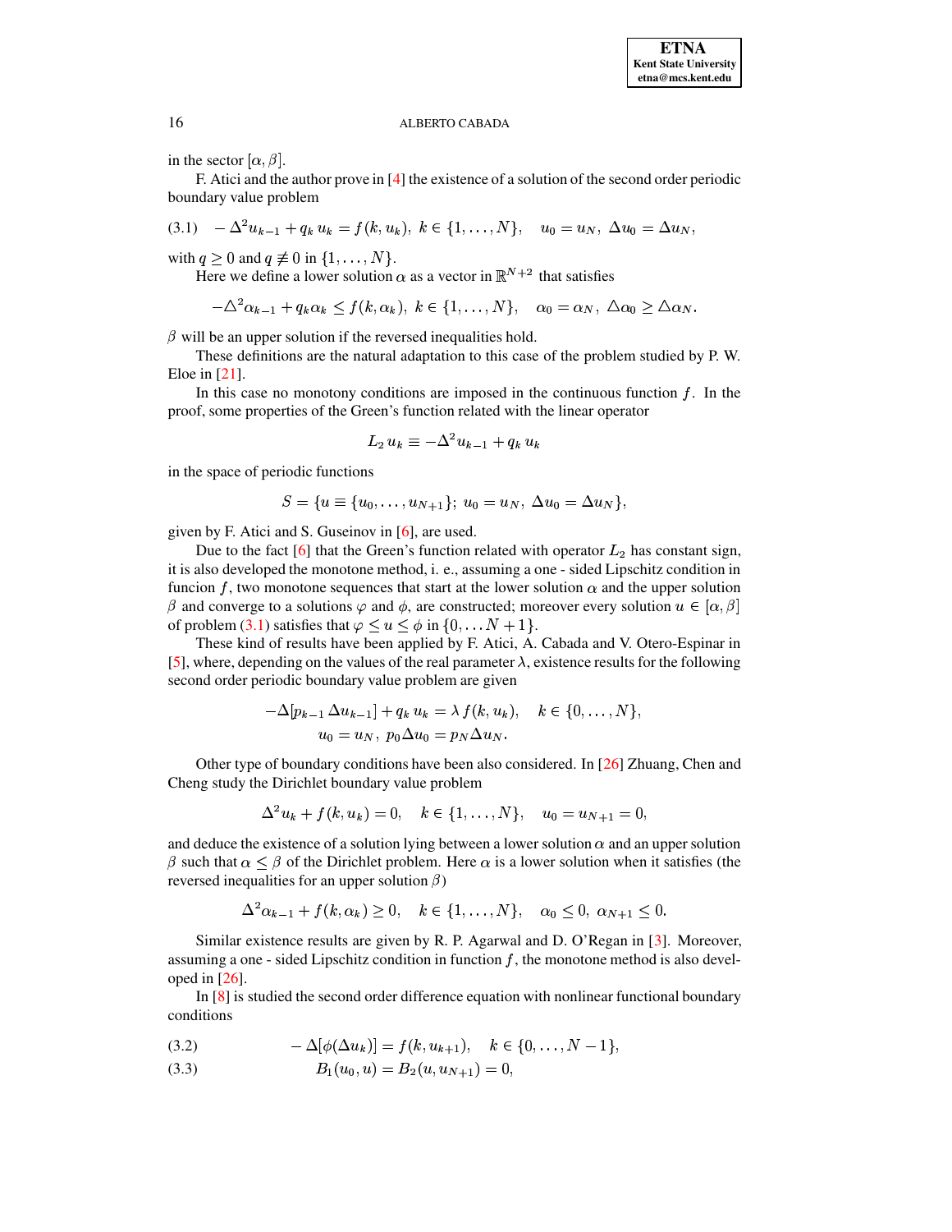in the sector $[\alpha, \beta]$.

F. Atici and the author prove in [4] the existence of a solution of the second order periodic boundary value problem

$$-\Delta^2 u_{k-1} + q_k\, u_k = f(k, u_k),\ k \in \{1, \ldots, N\}, \quad u_0 = u_N,\ \Delta u_0 = \Delta u_N, \tag{3.1}$$

with $q \geq 0$ and $q \not\equiv 0$ in $\{1, \ldots, N\}$.

Here we define a lower solution $\alpha$ as a vector in $\mathbb{R}^{N+2}$ that satisfies

$$-\triangle^2 \alpha_{k-1} + q_k \alpha_k \leq f(k, \alpha_k),\ k \in \{1, \ldots, N\}, \quad \alpha_0 = \alpha_N,\ \triangle\alpha_0 \geq \triangle\alpha_N.$$

$\beta$ will be an upper solution if the reversed inequalities hold.

These definitions are the natural adaptation to this case of the problem studied by P. W. Eloe in [21].

In this case no monotony conditions are imposed in the continuous function $f$. In the proof, some properties of the Green's function related with the linear operator

$$L_2\, u_k \equiv -\Delta^2 u_{k-1} + q_k\, u_k$$

in the space of periodic functions

$$S = \{u \equiv \{u_0, \ldots, u_{N+1}\};\ u_0 = u_N,\ \Delta u_0 = \Delta u_N\},$$

given by F. Atici and S. Guseinov in [6], are used.

Due to the fact [6] that the Green's function related with operator $L_2$ has constant sign, it is also developed the monotone method, i. e., assuming a one - sided Lipschitz condition in funcion $f$, two monotone sequences that start at the lower solution $\alpha$ and the upper solution $\beta$ and converge to a solutions $\varphi$ and $\phi$, are constructed; moreover every solution $u \in [\alpha, \beta]$ of problem (3.1) satisfies that $\varphi \leq u \leq \phi$ in $\{0, \ldots N+1\}$.

These kind of results have been applied by F. Atici, A. Cabada and V. Otero-Espinar in [5], where, depending on the values of the real parameter $\lambda$, existence results for the following second order periodic boundary value problem are given

$$\begin{gathered} -\Delta[p_{k-1}\, \Delta u_{k-1}] + q_k\, u_k = \lambda\, f(k, u_k), \quad k \in \{0, \ldots, N\}, \\ u_0 = u_N,\ p_0 \Delta u_0 = p_N \Delta u_N. \end{gathered}$$

Other type of boundary conditions have been also considered. In [26] Zhuang, Chen and Cheng study the Dirichlet boundary value problem

$$\Delta^2 u_k + f(k, u_k) = 0, \quad k \in \{1, \ldots, N\}, \quad u_0 = u_{N+1} = 0,$$

and deduce the existence of a solution lying between a lower solution $\alpha$ and an upper solution $\beta$ such that $\alpha \leq \beta$ of the Dirichlet problem. Here $\alpha$ is a lower solution when it satisfies (the reversed inequalities for an upper solution $\beta$)

$$\Delta^2 \alpha_{k-1} + f(k, \alpha_k) \geq 0, \quad k \in \{1, \ldots, N\}, \quad \alpha_0 \leq 0,\ \alpha_{N+1} \leq 0.$$

Similar existence results are given by R. P. Agarwal and D. O'Regan in [3]. Moreover, assuming a one - sided Lipschitz condition in function $f$, the monotone method is also developed in [26].

In [8] is studied the second order difference equation with nonlinear functional boundary conditions

$$-\Delta[\phi(\Delta u_k)] = f(k, u_{k+1}), \quad k \in \{0, \ldots, N-1\}, \tag{3.2}$$

$$B_1(u_0, u) = B_2(u, u_{N+1}) = 0, \tag{3.3}$$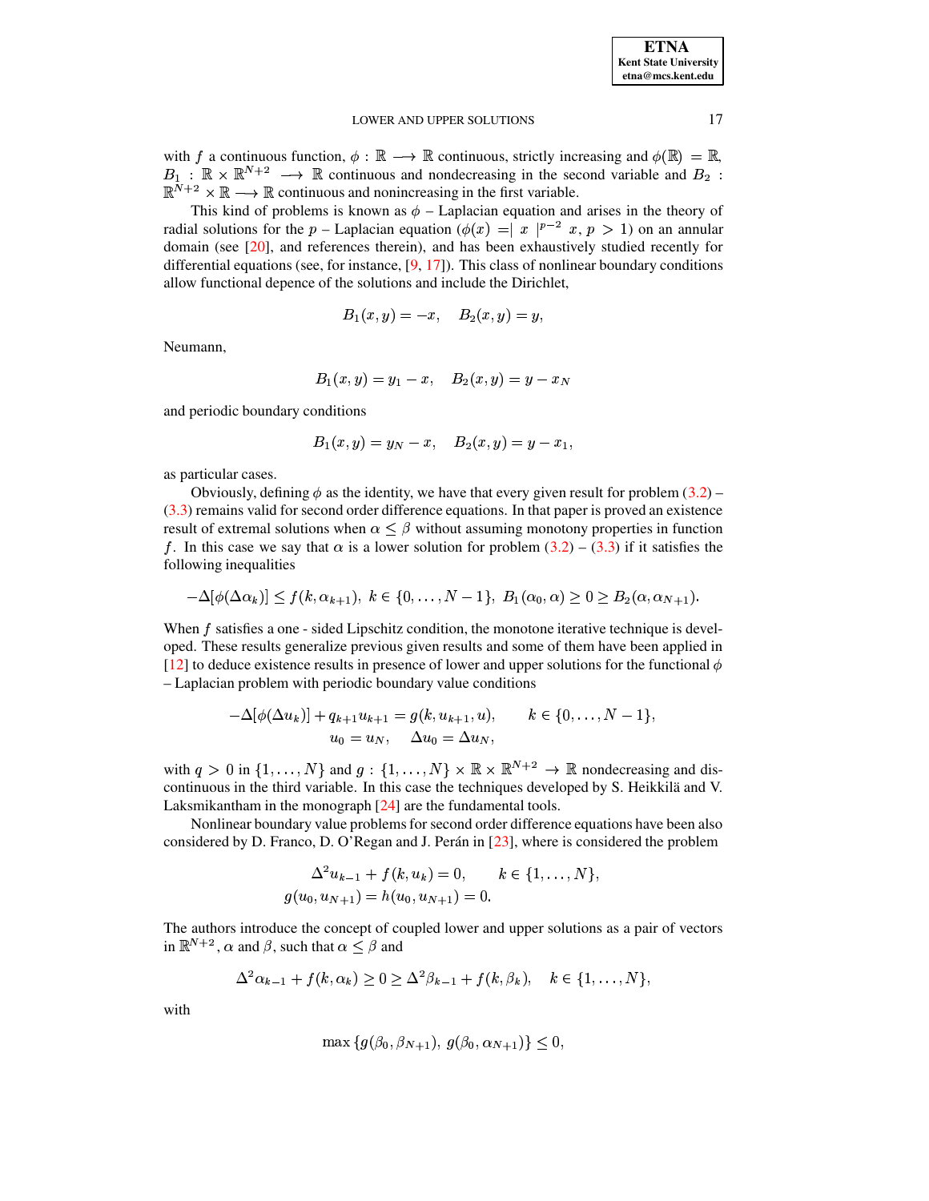with $f$ a continuous function, $\phi : \mathbb{R} \longrightarrow \mathbb{R}$ continuous, strictly increasing and $\phi(\mathbb{R}) = \mathbb{R}$, $B_1 : \mathbb{R} \times \mathbb{R}^{N+2} \longrightarrow \mathbb{R}$ continuous and nondecreasing in the second variable and $B_2 : \mathbb{R}^{N+2} \times \mathbb{R} \longrightarrow \mathbb{R}$ continuous and nonincreasing in the first variable.

This kind of problems is known as $\phi$ – Laplacian equation and arises in the theory of radial solutions for the $p$ – Laplacian equation ($\phi(x) = \mid x \mid^{p-2} x, p > 1$) on an annular domain (see [20], and references therein), and has been exhaustively studied recently for differential equations (see, for instance, [9, 17]). This class of nonlinear boundary conditions allow functional depence of the solutions and include the Dirichlet,

$$B_1(x, y) = -x, \quad B_2(x, y) = y,$$

Neumann,

$$B_1(x, y) = y_1 - x, \quad B_2(x, y) = y - x_N$$

and periodic boundary conditions

$$B_1(x, y) = y_N - x, \quad B_2(x, y) = y - x_1,$$

as particular cases.

Obviously, defining $\phi$ as the identity, we have that every given result for problem (3.2) – (3.3) remains valid for second order difference equations. In that paper is proved an existence result of extremal solutions when $\alpha \leq \beta$ without assuming monotony properties in function $f$. In this case we say that $\alpha$ is a lower solution for problem (3.2) – (3.3) if it satisfies the following inequalities

$$-\Delta[\phi(\Delta\alpha_k)] \leq f(k, \alpha_{k+1}),\ k \in \{0, \ldots, N-1\},\ B_1(\alpha_0, \alpha) \geq 0 \geq B_2(\alpha, \alpha_{N+1}).$$

When $f$ satisfies a one - sided Lipschitz condition, the monotone iterative technique is developed. These results generalize previous given results and some of them have been applied in [12] to deduce existence results in presence of lower and upper solutions for the functional $\phi$ – Laplacian problem with periodic boundary value conditions

$$-\Delta[\phi(\Delta u_k)] + q_{k+1} u_{k+1} = g(k, u_{k+1}, u), \qquad k \in \{0, \ldots, N-1\},$$
$$u_0 = u_N, \quad \Delta u_0 = \Delta u_N,$$

with $q > 0$ in $\{1, \ldots, N\}$ and $g : \{1, \ldots, N\} \times \mathbb{R} \times \mathbb{R}^{N+2} \to \mathbb{R}$ nondecreasing and discontinuous in the third variable. In this case the techniques developed by S. Heikkilä and V. Laksmikantham in the monograph [24] are the fundamental tools.

Nonlinear boundary value problems for second order difference equations have been also considered by D. Franco, D. O'Regan and J. Perán in [23], where is considered the problem

$$\Delta^2 u_{k-1} + f(k, u_k) = 0, \qquad k \in \{1, \ldots, N\},$$
$$g(u_0, u_{N+1}) = h(u_0, u_{N+1}) = 0.$$

The authors introduce the concept of coupled lower and upper solutions as a pair of vectors in $\mathbb{R}^{N+2}$, $\alpha$ and $\beta$, such that $\alpha \leq \beta$ and

$$\Delta^2 \alpha_{k-1} + f(k, \alpha_k) \geq 0 \geq \Delta^2 \beta_{k-1} + f(k, \beta_k), \quad k \in \{1, \ldots, N\},$$

with

$$\max\{g(\beta_0, \beta_{N+1}),\ g(\beta_0, \alpha_{N+1})\} \leq 0,$$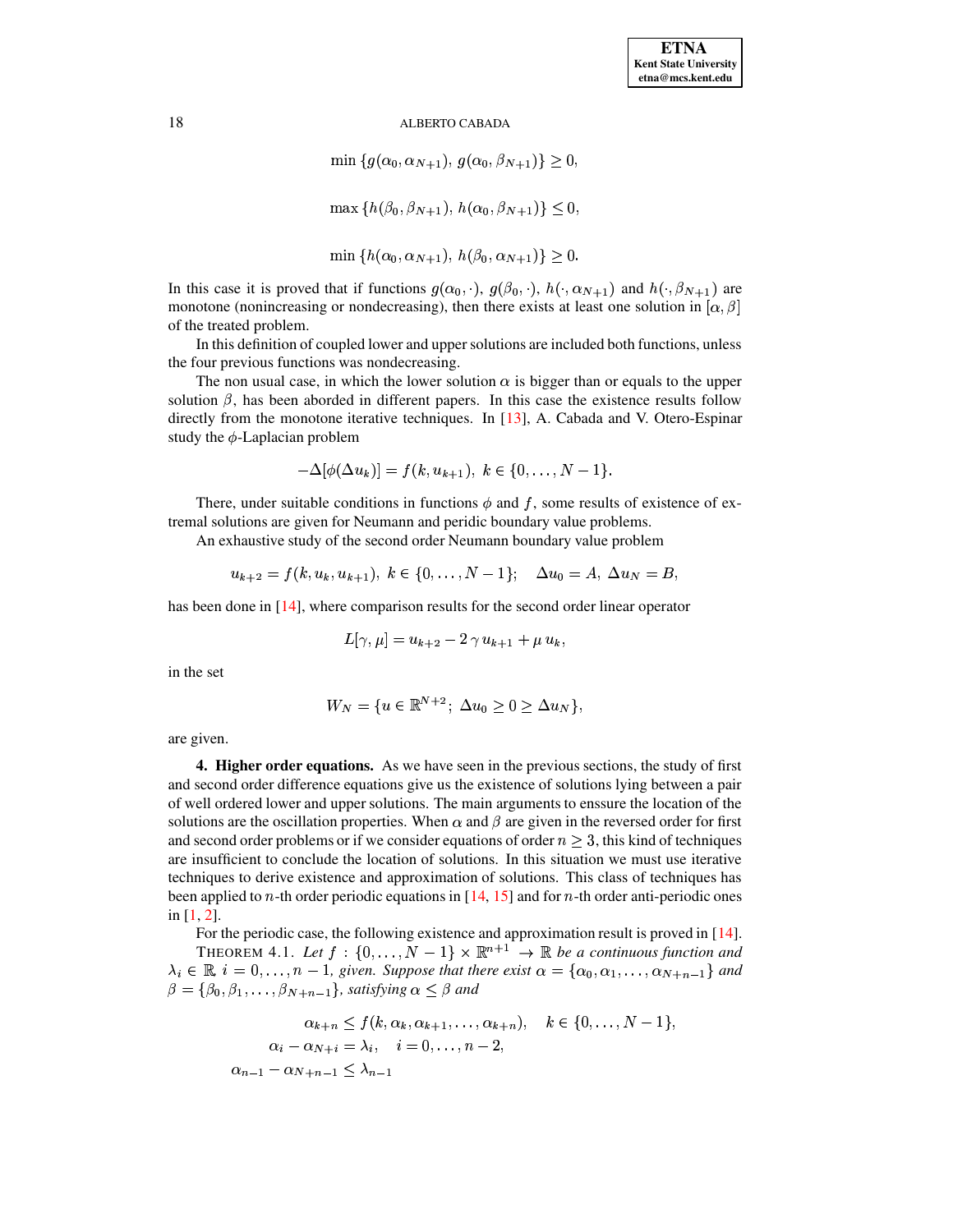$$\min\{g(\alpha_0, \alpha_{N+1}),\, g(\alpha_0, \beta_{N+1})\} \geq 0,$$

$$\max\{h(\beta_0, \beta_{N+1}),\, h(\alpha_0, \beta_{N+1})\} \leq 0,$$

$$\min\{h(\alpha_0, \alpha_{N+1}),\, h(\beta_0, \alpha_{N+1})\} \geq 0.$$

In this case it is proved that if functions $g(\alpha_0, \cdot)$, $g(\beta_0, \cdot)$, $h(\cdot, \alpha_{N+1})$ and $h(\cdot, \beta_{N+1})$ are monotone (nonincreasing or nondecreasing), then there exists at least one solution in $[\alpha, \beta]$ of the treated problem.

In this definition of coupled lower and upper solutions are included both functions, unless the four previous functions was nondecreasing.

The non usual case, in which the lower solution $\alpha$ is bigger than or equals to the upper solution $\beta$, has been aborded in different papers. In this case the existence results follow directly from the monotone iterative techniques. In [13], A. Cabada and V. Otero-Espinar study the $\phi$-Laplacian problem

$$-\Delta[\phi(\Delta u_k)] = f(k, u_{k+1}),\ k \in \{0, \ldots, N-1\}.$$

There, under suitable conditions in functions $\phi$ and $f$, some results of existence of extremal solutions are given for Neumann and peridic boundary value problems.

An exhaustive study of the second order Neumann boundary value problem

$$u_{k+2} = f(k, u_k, u_{k+1}),\ k \in \{0, \ldots, N-1\}; \quad \Delta u_0 = A,\ \Delta u_N = B,$$

has been done in [14], where comparison results for the second order linear operator

$$L[\gamma, \mu] = u_{k+2} - 2\,\gamma\, u_{k+1} + \mu\, u_k,$$

in the set

$$W_N = \{u \in \mathbb{R}^{N+2};\ \Delta u_0 \geq 0 \geq \Delta u_N\},$$

are given.

**4. Higher order equations.** As we have seen in the previous sections, the study of first and second order difference equations give us the existence of solutions lying between a pair of well ordered lower and upper solutions. The main arguments to enssure the location of the solutions are the oscillation properties. When $\alpha$ and $\beta$ are given in the reversed order for first and second order problems or if we consider equations of order $n \geq 3$, this kind of techniques are insufficient to conclude the location of solutions. In this situation we must use iterative techniques to derive existence and approximation of solutions. This class of techniques has been applied to $n$-th order periodic equations in [14, 15] and for $n$-th order anti-periodic ones in [1, 2].

For the periodic case, the following existence and approximation result is proved in [14].

THEOREM 4.1. *Let $f : \{0, \ldots, N-1\} \times \mathbb{R}^{n+1} \to \mathbb{R}$ be a continuous function and $\lambda_i \in \mathbb{R}$ $i = 0, \ldots, n-1$, given. Suppose that there exist $\alpha = \{\alpha_0, \alpha_1, \ldots, \alpha_{N+n-1}\}$ and $\beta = \{\beta_0, \beta_1, \ldots, \beta_{N+n-1}\}$, satisfying $\alpha \leq \beta$ and*

$$\alpha_{k+n} \leq f(k, \alpha_k, \alpha_{k+1}, \ldots, \alpha_{k+n}), \quad k \in \{0, \ldots, N-1\},$$
$$\alpha_i - \alpha_{N+i} = \lambda_i, \quad i = 0, \ldots, n-2,$$
$$\alpha_{n-1} - \alpha_{N+n-1} \leq \lambda_{n-1}$$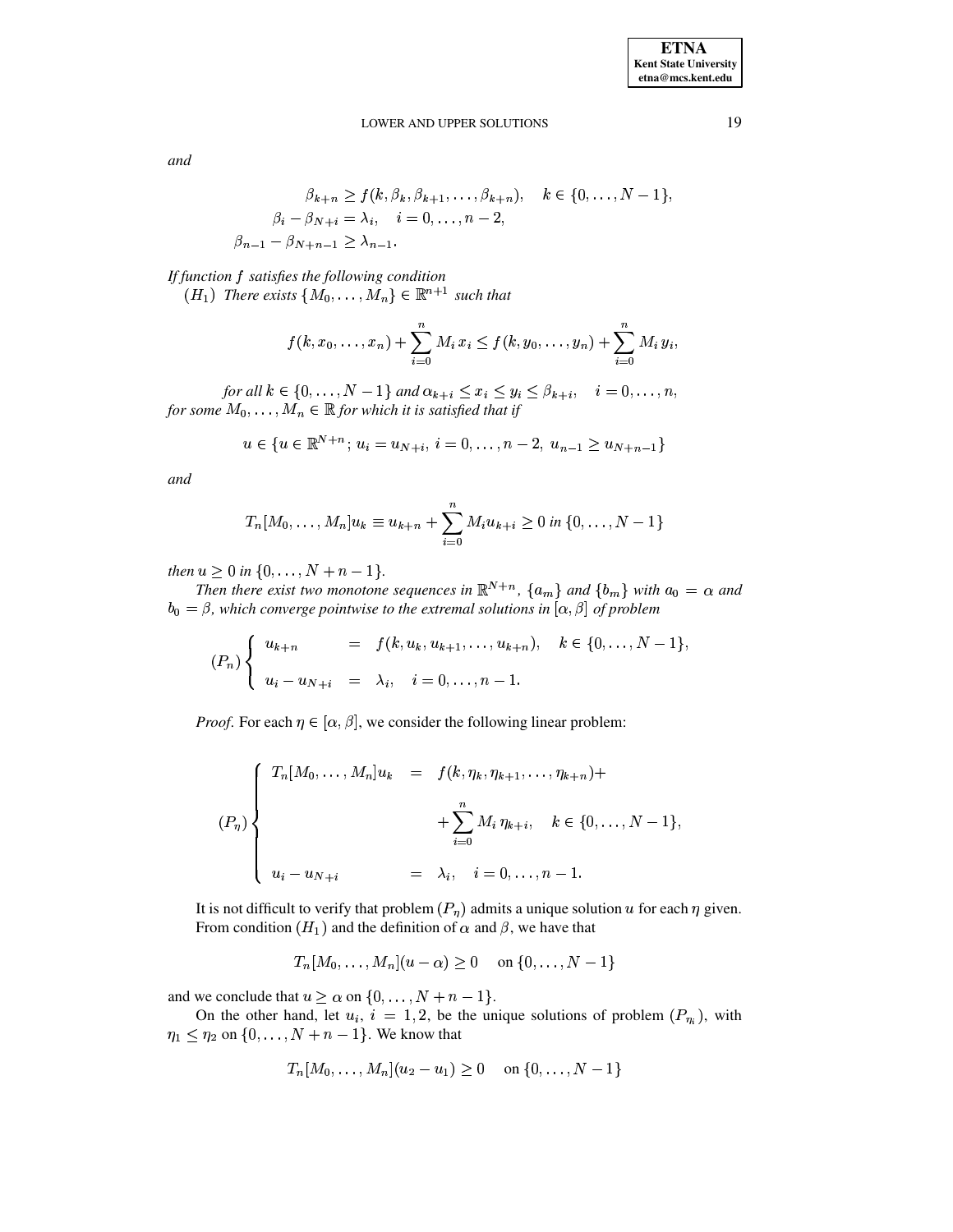*and*

$$
\begin{aligned}
\beta_{k+n} &\geq f(k, \beta_k, \beta_{k+1}, \ldots, \beta_{k+n}), \quad k \in \{0, \ldots, N-1\}, \\
\beta_i - \beta_{N+i} &= \lambda_i, \quad i = 0, \ldots, n-2, \\
\beta_{n-1} - \beta_{N+n-1} &\geq \lambda_{n-1}.
\end{aligned}
$$

*If function $f$ satisfies the following condition*

$(H_1)$ *There exists $\{M_0, \ldots, M_n\} \in \mathbb{R}^{n+1}$ such that*

$$
f(k, x_0, \ldots, x_n) + \sum_{i=0}^{n} M_i\, x_i \leq f(k, y_0, \ldots, y_n) + \sum_{i=0}^{n} M_i\, y_i,
$$

*for all $k \in \{0, \ldots, N-1\}$ and $\alpha_{k+i} \leq x_i \leq y_i \leq \beta_{k+i}$, $\quad i = 0, \ldots, n$, for some $M_0, \ldots, M_n \in \mathbb{R}$ for which it is satisfied that if*

$$
u \in \{u \in \mathbb{R}^{N+n};\, u_i = u_{N+i},\, i = 0, \ldots, n-2,\, u_{n-1} \geq u_{N+n-1}\}
$$

*and*

$$
T_n[M_0, \ldots, M_n]u_k \equiv u_{k+n} + \sum_{i=0}^{n} M_i u_{k+i} \geq 0 \text{ in } \{0, \ldots, N-1\}
$$

*then $u \geq 0$ in $\{0, \ldots, N+n-1\}$.*

*Then there exist two monotone sequences in $\mathbb{R}^{N+n}$, $\{a_m\}$ and $\{b_m\}$ with $a_0 = \alpha$ and $b_0 = \beta$, which converge pointwise to the extremal solutions in $[\alpha, \beta]$ of problem*

$$
(P_n) \begin{cases}
u_{k+n} &= f(k, u_k, u_{k+1}, \ldots, u_{k+n}), \quad k \in \{0, \ldots, N-1\}, \\
u_i - u_{N+i} &= \lambda_i, \quad i = 0, \ldots, n-1.
\end{cases}
$$

*Proof*. For each $\eta \in [\alpha, \beta]$, we consider the following linear problem:

$$
(P_\eta) \begin{cases}
T_n[M_0, \ldots, M_n]u_k &= f(k, \eta_k, \eta_{k+1}, \ldots, \eta_{k+n}) + \\
&\quad + \displaystyle\sum_{i=0}^{n} M_i\, \eta_{k+i}, \quad k \in \{0, \ldots, N-1\}, \\
u_i - u_{N+i} &= \lambda_i, \quad i = 0, \ldots, n-1.
\end{cases}
$$

It is not difficult to verify that problem $(P_\eta)$ admits a unique solution $u$ for each $\eta$ given. From condition $(H_1)$ and the definition of $\alpha$ and $\beta$, we have that

$$
T_n[M_0, \ldots, M_n](u - \alpha) \geq 0 \quad \text{on } \{0, \ldots, N-1\}
$$

and we conclude that $u \geq \alpha$ on $\{0, \ldots, N+n-1\}$.

On the other hand, let $u_i$, $i = 1, 2$, be the unique solutions of problem $(P_{\eta_i})$, with $\eta_1 \leq \eta_2$ on $\{0, \ldots, N+n-1\}$. We know that

$$
T_n[M_0, \ldots, M_n](u_2 - u_1) \geq 0 \quad \text{on } \{0, \ldots, N-1\}
$$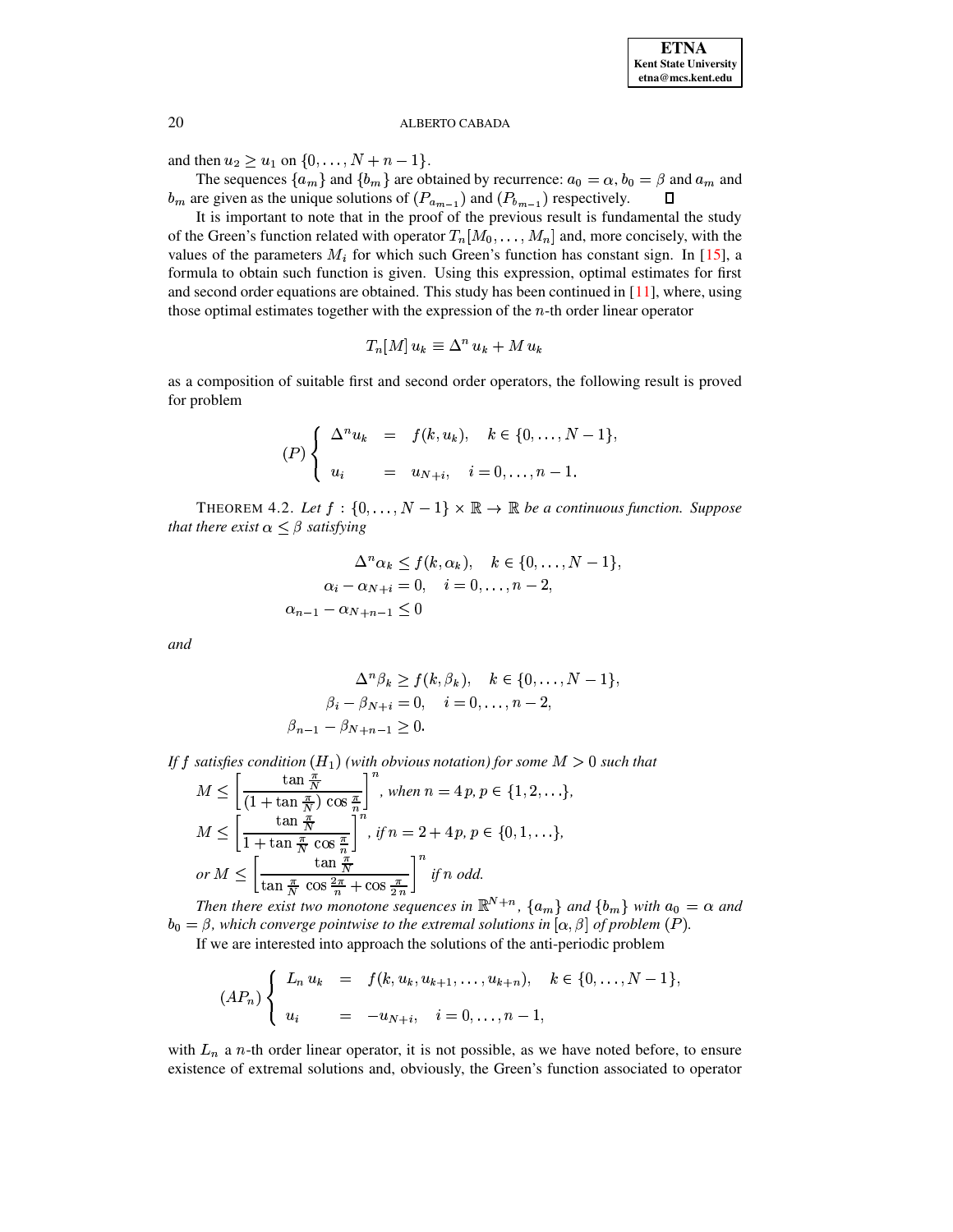and then $u_2 \geq u_1$ on $\{0, \ldots, N+n-1\}$.

The sequences $\{a_m\}$ and $\{b_m\}$ are obtained by recurrence: $a_0 = \alpha$, $b_0 = \beta$ and $a_m$ and $b_m$ are given as the unique solutions of $(P_{a_{m-1}})$ and $(P_{b_{m-1}})$ respectively. $\square$

It is important to note that in the proof of the previous result is fundamental the study of the Green's function related with operator $T_n[M_0, \ldots, M_n]$ and, more concisely, with the values of the parameters $M_i$ for which such Green's function has constant sign. In [15], a formula to obtain such function is given. Using this expression, optimal estimates for first and second order equations are obtained. This study has been continued in [11], where, using those optimal estimates together with the expression of the $n$-th order linear operator

$$T_n[M]\, u_k \equiv \Delta^n\, u_k + M\, u_k$$

as a composition of suitable first and second order operators, the following result is proved for problem

$$(P) \left\{ \begin{array}{lcll} \Delta^n u_k & = & f(k, u_k), & k \in \{0, \ldots, N-1\}, \\ u_i & = & u_{N+i}, & i = 0, \ldots, n-1. \end{array} \right.$$

THEOREM 4.2. *Let $f : \{0, \ldots, N-1\} \times \mathbb{R} \to \mathbb{R}$ be a continuous function. Suppose that there exist $\alpha \leq \beta$ satisfying*

$$\begin{aligned} \Delta^n \alpha_k \leq f(k, \alpha_k), \quad & k \in \{0, \ldots, N-1\}, \\ \alpha_i - \alpha_{N+i} = 0, \quad & i = 0, \ldots, n-2, \\ \alpha_{n-1} - \alpha_{N+n-1} \leq 0 & \end{aligned}$$

*and*

$$\begin{aligned} \Delta^n \beta_k \geq f(k, \beta_k), \quad & k \in \{0, \ldots, N-1\}, \\ \beta_i - \beta_{N+i} = 0, \quad & i = 0, \ldots, n-2, \\ \beta_{n-1} - \beta_{N+n-1} \geq 0. & \end{aligned}$$

*If $f$ satisfies condition $(H_1)$ (with obvious notation) for some $M > 0$ such that*

$M \leq \left[ \dfrac{\tan \frac{\pi}{N}}{(1 + \tan \frac{\pi}{N}) \cos \frac{\pi}{n}} \right]^n$*, when $n = 4\,p$, $p \in \{1, 2, \ldots\}$,*

$M \leq \left[ \dfrac{\tan \frac{\pi}{N}}{1 + \tan \frac{\pi}{N} \cos \frac{\pi}{n}} \right]^n$*, if $n = 2 + 4\,p$, $p \in \{0, 1, \ldots\}$,*

*or* $M \leq \left[ \dfrac{\tan \frac{\pi}{N}}{\tan \frac{\pi}{N} \cos \frac{2\pi}{n} + \cos \frac{\pi}{2\,n}} \right]^n$ *if $n$ odd.*

*Then there exist two monotone sequences in $\mathbb{R}^{N+n}$, $\{a_m\}$ and $\{b_m\}$ with $a_0 = \alpha$ and $b_0 = \beta$, which converge pointwise to the extremal solutions in $[\alpha, \beta]$ of problem $(P)$.*

If we are interested into approach the solutions of the anti-periodic problem

$$(AP_n) \left\{ \begin{array}{lcll} L_n\, u_k & = & f(k, u_k, u_{k+1}, \ldots, u_{k+n}), & k \in \{0, \ldots, N-1\}, \\ u_i & = & -u_{N+i}, & i = 0, \ldots, n-1, \end{array} \right.$$

with $L_n$ a $n$-th order linear operator, it is not possible, as we have noted before, to ensure existence of extremal solutions and, obviously, the Green's function associated to operator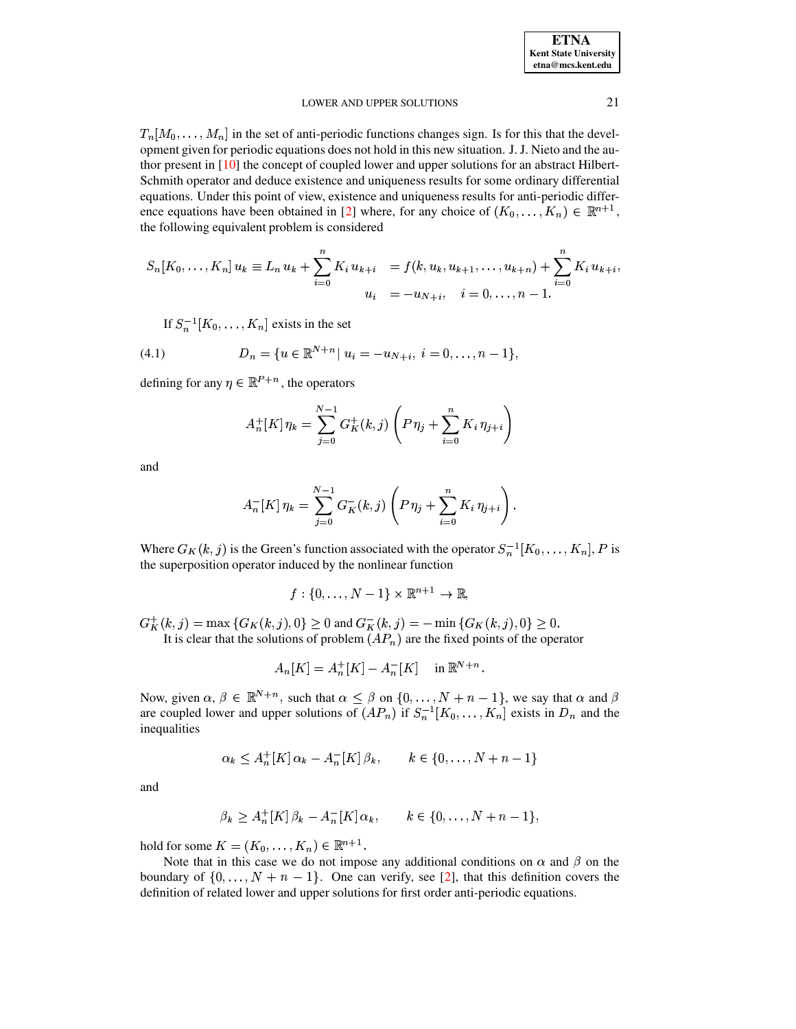$T_n[M_0, \ldots, M_n]$ in the set of anti-periodic functions changes sign. Is for this that the development given for periodic equations does not hold in this new situation. J. J. Nieto and the author present in [10] the concept of coupled lower and upper solutions for an abstract Hilbert-Schmith operator and deduce existence and uniqueness results for some ordinary differential equations. Under this point of view, existence and uniqueness results for anti-periodic difference equations have been obtained in [2] where, for any choice of $(K_0, \ldots, K_n) \in \mathbb{R}^{n+1}$, the following equivalent problem is considered

$$
\begin{aligned}
S_n[K_0, \ldots, K_n]\, u_k \equiv L_n\, u_k + \sum_{i=0}^{n} K_i\, u_{k+i} &= f(k, u_k, u_{k+1}, \ldots, u_{k+n}) + \sum_{i=0}^{n} K_i\, u_{k+i}, \\
u_i &= -u_{N+i}, \quad i = 0, \ldots, n-1.
\end{aligned}
$$

If $S_n^{-1}[K_0, \ldots, K_n]$ exists in the set

$$
D_n = \{u \in \mathbb{R}^{N+n} \,|\, u_i = -u_{N+i},\ i = 0, \ldots, n-1\}, \tag{4.1}
$$

defining for any $\eta \in \mathbb{R}^{P+n}$, the operators

$$
A_n^{+}[K]\, \eta_k = \sum_{j=0}^{N-1} G_K^{+}(k,j) \left( P\, \eta_j + \sum_{i=0}^{n} K_i\, \eta_{j+i} \right)
$$

and

$$
A_n^{-}[K]\, \eta_k = \sum_{j=0}^{N-1} G_K^{-}(k,j) \left( P\, \eta_j + \sum_{i=0}^{n} K_i\, \eta_{j+i} \right).
$$

Where $G_K(k,j)$ is the Green's function associated with the operator $S_n^{-1}[K_0, \ldots, K_n]$, $P$ is the superposition operator induced by the nonlinear function

$$
f : \{0, \ldots, N-1\} \times \mathbb{R}^{n+1} \to \mathbb{R},
$$

$G_K^{+}(k,j) = \max\{G_K(k,j), 0\} \geq 0$ and $G_K^{-}(k,j) = -\min\{G_K(k,j), 0\} \geq 0$.

It is clear that the solutions of problem $(AP_n)$ are the fixed points of the operator

$$
A_n[K] = A_n^{+}[K] - A_n^{-}[K] \quad \text{in } \mathbb{R}^{N+n}.
$$

Now, given $\alpha$, $\beta \in \mathbb{R}^{N+n}$, such that $\alpha \leq \beta$ on $\{0, \ldots, N+n-1\}$, we say that $\alpha$ and $\beta$ are coupled lower and upper solutions of $(AP_n)$ if $S_n^{-1}[K_0, \ldots, K_n]$ exists in $D_n$ and the inequalities

$$
\alpha_k \leq A_n^{+}[K]\, \alpha_k - A_n^{-}[K]\, \beta_k, \qquad k \in \{0, \ldots, N+n-1\}
$$

and

$$
\beta_k \geq A_n^{+}[K]\, \beta_k - A_n^{-}[K]\, \alpha_k, \qquad k \in \{0, \ldots, N+n-1\},
$$

hold for some $K = (K_0, \ldots, K_n) \in \mathbb{R}^{n+1}$.

Note that in this case we do not impose any additional conditions on $\alpha$ and $\beta$ on the boundary of $\{0, \ldots, N+n-1\}$. One can verify, see [2], that this definition covers the definition of related lower and upper solutions for first order anti-periodic equations.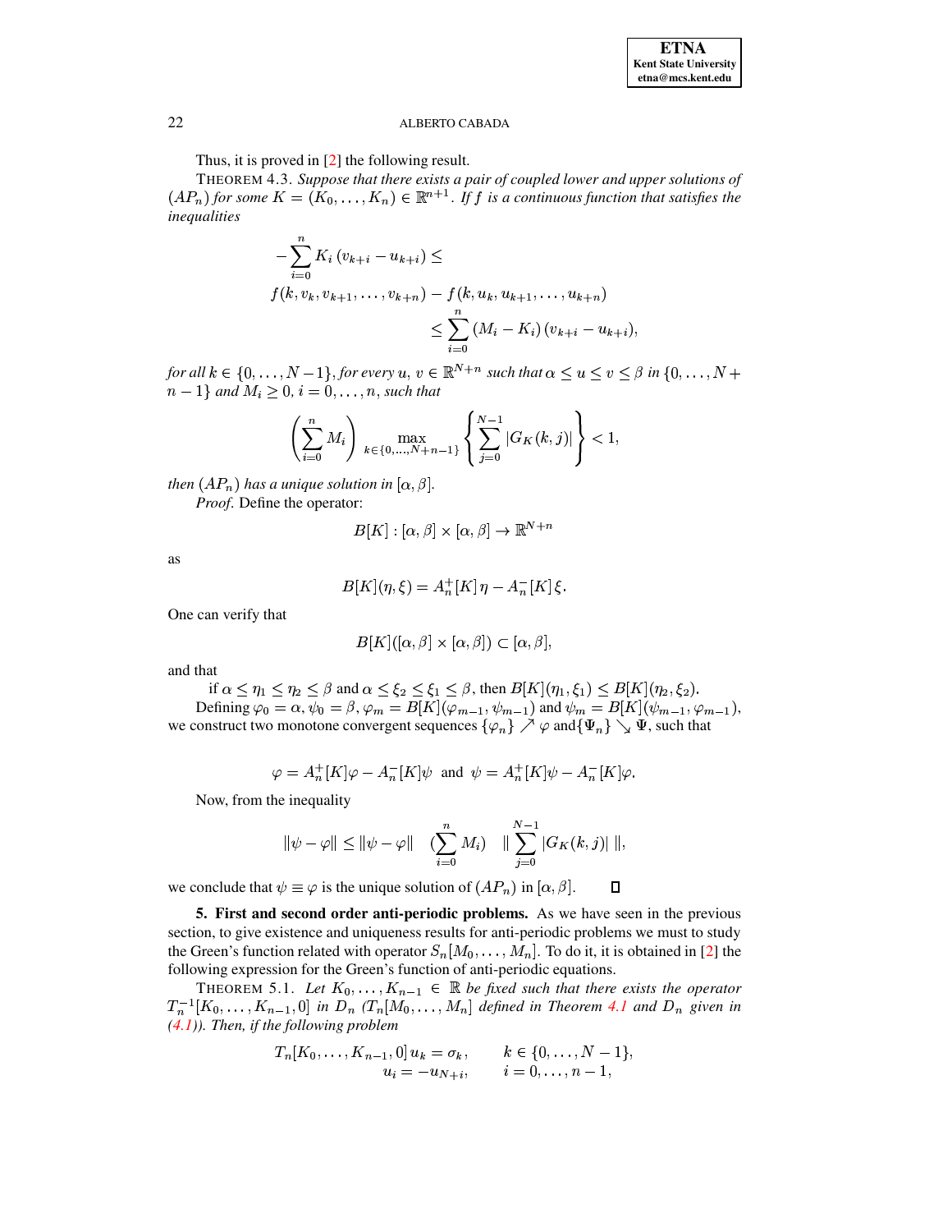Thus, it is proved in [2] the following result.

THEOREM 4.3. *Suppose that there exists a pair of coupled lower and upper solutions of* $(AP_n)$ *for some* $K = (K_0, \ldots, K_n) \in \mathbb{R}^{n+1}$. *If* $f$ *is a continuous function that satisfies the inequalities*

$$
\begin{aligned}
-\sum_{i=0}^{n} K_i\,(v_{k+i} - u_{k+i}) \leq \\
f(k, v_k, v_{k+1}, \ldots, v_{k+n}) - f(k, u_k, u_{k+1}, \ldots, u_{k+n}) \\
\leq \sum_{i=0}^{n} (M_i - K_i)\,(v_{k+i} - u_{k+i}),
\end{aligned}
$$

*for all* $k \in \{0, \ldots, N-1\}$, *for every* $u,\, v \in \mathbb{R}^{N+n}$ *such that* $\alpha \leq u \leq v \leq \beta$ *in* $\{0, \ldots, N+n-1\}$ *and* $M_i \geq 0$, $i = 0, \ldots, n$, *such that*

$$
\left(\sum_{i=0}^{n} M_i\right) \max_{k \in \{0, \ldots, N+n-1\}} \left\{ \sum_{j=0}^{N-1} |G_K(k,j)| \right\} < 1,
$$

*then* $(AP_n)$ *has a unique solution in* $[\alpha, \beta]$.

*Proof*. Define the operator:

$$
B[K] : [\alpha, \beta] \times [\alpha, \beta] \rightarrow \mathbb{R}^{N+n}
$$

as

$$
B[K](\eta, \xi) = A_n^+[K]\,\eta - A_n^-[K]\,\xi.
$$

One can verify that

$$
B[K]([\alpha, \beta] \times [\alpha, \beta]) \subset [\alpha, \beta],
$$

and that

if $\alpha \leq \eta_1 \leq \eta_2 \leq \beta$ and $\alpha \leq \xi_2 \leq \xi_1 \leq \beta$, then $B[K](\eta_1, \xi_1) \leq B[K](\eta_2, \xi_2)$.

Defining $\varphi_0 = \alpha$, $\psi_0 = \beta$, $\varphi_m = B[K](\varphi_{m-1}, \psi_{m-1})$ and $\psi_m = B[K](\psi_{m-1}, \varphi_{m-1})$, we construct two monotone convergent sequences $\{\varphi_n\} \nearrow \varphi$ and $\{\Psi_n\} \searrow \Psi$, such that

$$
\varphi = A_n^+[K]\varphi - A_n^-[K]\psi \quad \text{and} \quad \psi = A_n^+[K]\psi - A_n^-[K]\varphi.
$$

Now, from the inequality

$$
\|\psi - \varphi\| \leq \|\psi - \varphi\| \quad (\sum_{i=0}^{n} M_i) \quad \| \sum_{j=0}^{N-1} |G_K(k,j)| \; \|,
$$

we conclude that $\psi \equiv \varphi$ is the unique solution of $(AP_n)$ in $[\alpha, \beta]$. ◻

**5. First and second order anti-periodic problems.** As we have seen in the previous section, to give existence and uniqueness results for anti-periodic problems we must to study the Green's function related with operator $S_n[M_0, \ldots, M_n]$. To do it, is it obtained in [2] the following expression for the Green's function of anti-periodic equations.

THEOREM 5.1. *Let* $K_0, \ldots, K_{n-1} \in \mathbb{R}$ *be fixed such that there exists the operator* $T_n^{-1}[K_0, \ldots, K_{n-1}, 0]$ *in* $D_n$ *(*$T_n[M_0, \ldots, M_n]$ *defined in Theorem 4.1 and* $D_n$ *given in (4.1)). Then, if the following problem*

$$
\begin{aligned}
T_n[K_0, \ldots, K_{n-1}, 0]\, u_k &= \sigma_k, \qquad k \in \{0, \ldots, N-1\}, \\
u_i &= -u_{N+i}, \qquad i = 0, \ldots, n-1,
\end{aligned}
$$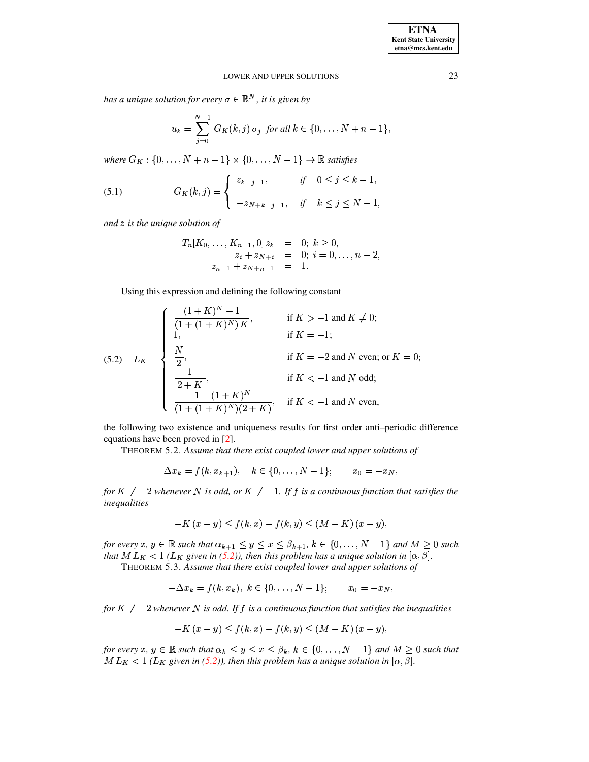*has a unique solution for every $\sigma \in \mathbb{R}^N$, it is given by*

$$u_k = \sum_{j=0}^{N-1} G_K(k,j)\,\sigma_j \text{ for all } k \in \{0,\dots,N+n-1\},$$

*where $G_K : \{0,\dots,N+n-1\} \times \{0,\dots,N-1\} \to \mathbb{R}$ satisfies*

$$G_K(k,j) = \begin{cases} z_{k-j-1}, & \text{if} \quad 0 \le j \le k-1, \\ -z_{N+k-j-1}, & \text{if} \quad k \le j \le N-1, \end{cases} \tag{5.1}$$

*and $z$ is the unique solution of*

$$\begin{aligned} T_n[K_0,\dots,K_{n-1},0]\,z_k &= 0;\; k \ge 0, \\ z_i + z_{N+i} &= 0;\; i = 0,\dots,n-2, \\ z_{n-1} + z_{N+n-1} &= 1. \end{aligned}$$

Using this expression and defining the following constant

$$L_K = \begin{cases} \dfrac{(1+K)^N - 1}{(1+(1+K)^N)\,K}, & \text{if } K > -1 \text{ and } K \neq 0; \\ 1, & \text{if } K = -1; \\ \dfrac{N}{2}, & \text{if } K = -2 \text{ and } N \text{ even; or } K = 0; \\ \dfrac{1}{|2+K|}, & \text{if } K < -1 \text{ and } N \text{ odd}; \\ \dfrac{1-(1+K)^N}{(1+(1+K)^N)(2+K)}, & \text{if } K < -1 \text{ and } N \text{ even}, \end{cases} \tag{5.2}$$

the following two existence and uniqueness results for first order anti–periodic difference equations have been proved in [2].

THEOREM 5.2. *Assume that there exist coupled lower and upper solutions of*

$$\Delta x_k = f(k, x_{k+1}), \quad k \in \{0,\dots,N-1\}; \qquad x_0 = -x_N,$$

*for $K \neq -2$ whenever $N$ is odd, or $K \neq -1$. If $f$ is a continuous function that satisfies the inequalities*

$$-K\,(x-y) \le f(k,x) - f(k,y) \le (M-K)\,(x-y),$$

*for every $x,\, y \in \mathbb{R}$ such that $\alpha_{k+1} \le y \le x \le \beta_{k+1}$, $k \in \{0,\dots,N-1\}$ and $M \ge 0$ such that $M\,L_K < 1$ ($L_K$ given in (5.2)), then this problem has a unique solution in $[\alpha,\beta]$.*

THEOREM 5.3. *Assume that there exist coupled lower and upper solutions of*

$$-\Delta x_k = f(k,x_k),\; k \in \{0,\dots,N-1\}; \qquad x_0 = -x_N,$$

*for $K \neq -2$ whenever $N$ is odd. If $f$ is a continuous function that satisfies the inequalities*

$$-K\,(x-y) \le f(k,x) - f(k,y) \le (M-K)\,(x-y),$$

*for every $x,\, y \in \mathbb{R}$ such that $\alpha_k \le y \le x \le \beta_k$, $k \in \{0,\dots,N-1\}$ and $M \ge 0$ such that $M\,L_K < 1$ ($L_K$ given in (5.2)), then this problem has a unique solution in $[\alpha,\beta]$.*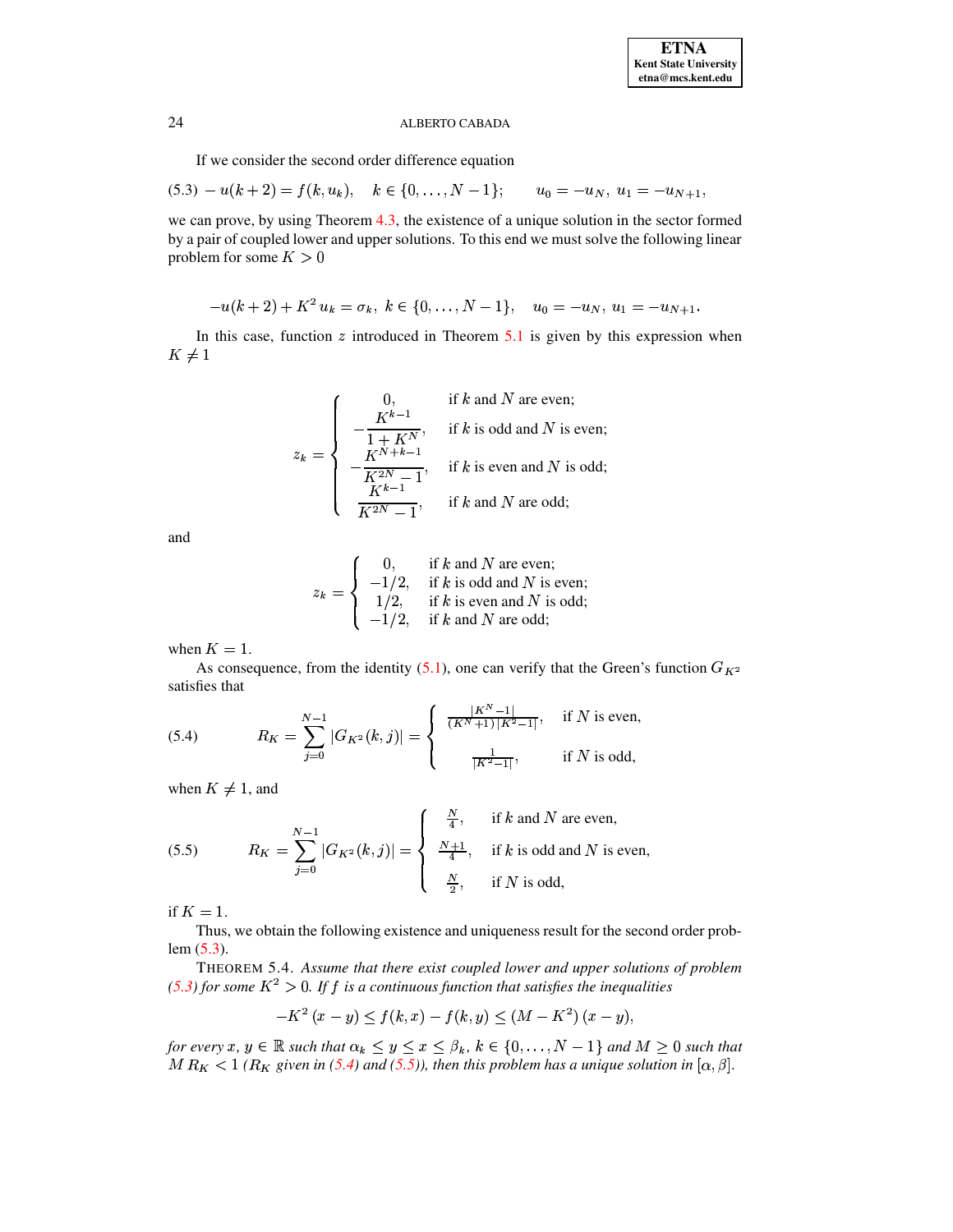If we consider the second order difference equation

$$(5.3)\quad -u(k+2) = f(k, u_k), \quad k \in \{0, \ldots, N-1\}; \qquad u_0 = -u_N,\ u_1 = -u_{N+1},$$

we can prove, by using Theorem 4.3, the existence of a unique solution in the sector formed by a pair of coupled lower and upper solutions. To this end we must solve the following linear problem for some $K > 0$

$$-u(k+2) + K^2 u_k = \sigma_k,\ k \in \{0, \ldots, N-1\}, \quad u_0 = -u_N,\ u_1 = -u_{N+1}.$$

In this case, function $z$ introduced in Theorem 5.1 is given by this expression when $K \neq 1$

$$z_k = \begin{cases} 0, & \text{if } k \text{ and } N \text{ are even;} \\ -\dfrac{K^{k-1}}{1+K^N}, & \text{if } k \text{ is odd and } N \text{ is even;} \\ -\dfrac{K^{N+k-1}}{K^{2N}-1}, & \text{if } k \text{ is even and } N \text{ is odd;} \\ \dfrac{K^{k-1}}{K^{2N}-1}, & \text{if } k \text{ and } N \text{ are odd;} \end{cases}$$

and

$$z_k = \begin{cases} 0, & \text{if } k \text{ and } N \text{ are even;} \\ -1/2, & \text{if } k \text{ is odd and } N \text{ is even;} \\ 1/2, & \text{if } k \text{ is even and } N \text{ is odd;} \\ -1/2, & \text{if } k \text{ and } N \text{ are odd;} \end{cases}$$

when $K = 1$.

As consequence, from the identity (5.1), one can verify that the Green's function $G_{K^2}$ satisfies that

$$(5.4)\qquad R_K = \sum_{j=0}^{N-1} |G_{K^2}(k,j)| = \begin{cases} \dfrac{|K^N-1|}{(K^N+1)\,|K^2-1|}, & \text{if } N \text{ is even,} \\ \\ \dfrac{1}{|K^2-1|}, & \text{if } N \text{ is odd,} \end{cases}$$

when $K \neq 1$, and

$$(5.5)\qquad R_K = \sum_{j=0}^{N-1} |G_{K^2}(k,j)| = \begin{cases} \frac{N}{4}, & \text{if } k \text{ and } N \text{ are even,} \\ \\ \frac{N+1}{4}, & \text{if } k \text{ is odd and } N \text{ is even,} \\ \\ \frac{N}{2}, & \text{if } N \text{ is odd,} \end{cases}$$

if $K = 1$.

Thus, we obtain the following existence and uniqueness result for the second order problem (5.3).

THEOREM 5.4. *Assume that there exist coupled lower and upper solutions of problem (5.3) for some $K^2 > 0$. If $f$ is a continuous function that satisfies the inequalities*

$$-K^2\,(x-y) \leq f(k,x) - f(k,y) \leq (M - K^2)\,(x-y),$$

*for every $x$, $y \in \mathbb{R}$ such that $\alpha_k \leq y \leq x \leq \beta_k$, $k \in \{0, \ldots, N-1\}$ and $M \geq 0$ such that $M\,R_K < 1$ ($R_K$ given in (5.4) and (5.5)), then this problem has a unique solution in $[\alpha, \beta]$.*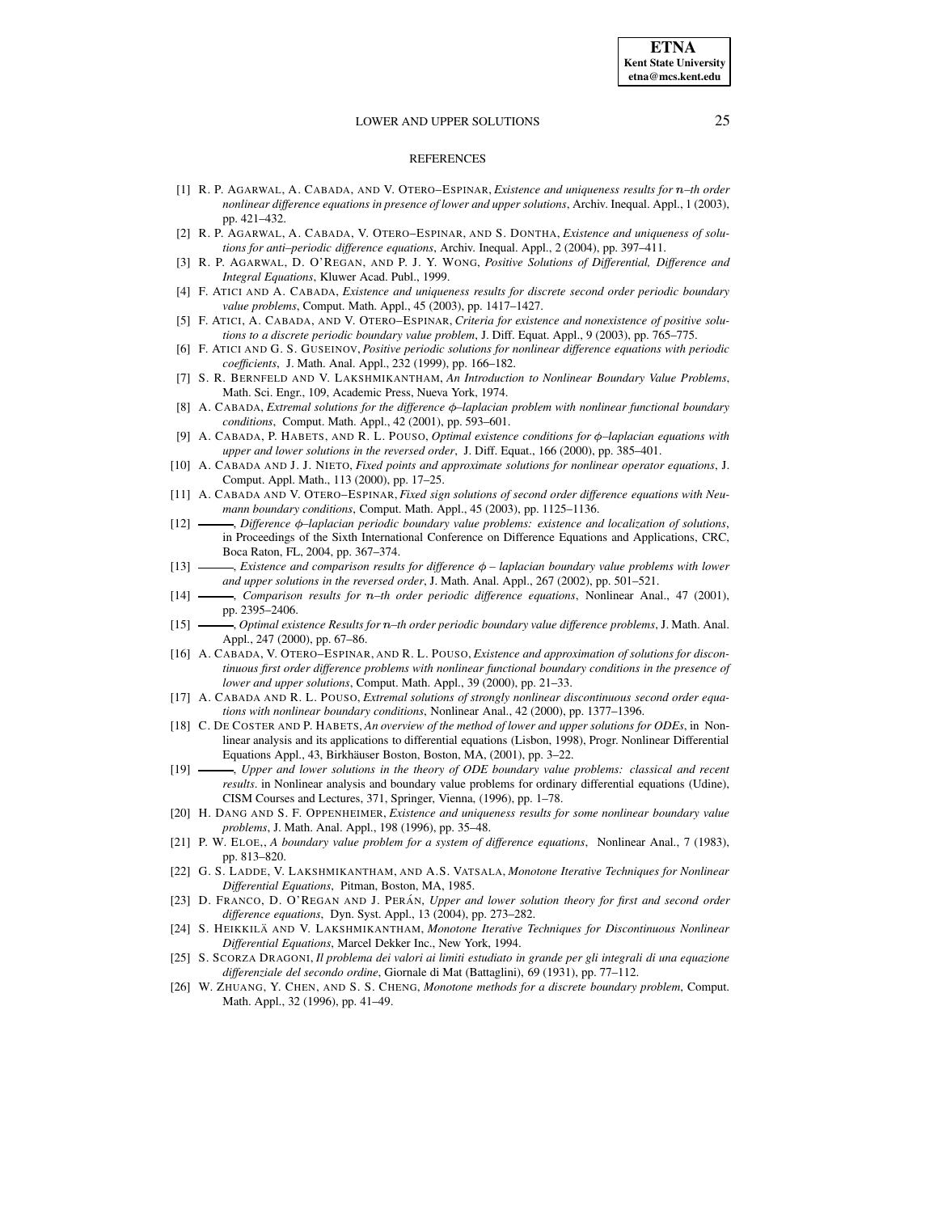## REFERENCES

[1] R. P. Agarwal, A. Cabada, and V. Otero–Espinar, *Existence and uniqueness results for $n$–th order nonlinear difference equations in presence of lower and upper solutions*, Archiv. Inequal. Appl., 1 (2003), pp. 421–432.

[2] R. P. Agarwal, A. Cabada, V. Otero–Espinar, and S. Dontha, *Existence and uniqueness of solutions for anti–periodic difference equations*, Archiv. Inequal. Appl., 2 (2004), pp. 397–411.

[3] R. P. Agarwal, D. O'Regan, and P. J. Y. Wong, *Positive Solutions of Differential, Difference and Integral Equations*, Kluwer Acad. Publ., 1999.

[4] F. Atici and A. Cabada, *Existence and uniqueness results for discrete second order periodic boundary value problems*, Comput. Math. Appl., 45 (2003), pp. 1417–1427.

[5] F. Atici, A. Cabada, and V. Otero–Espinar, *Criteria for existence and nonexistence of positive solutions to a discrete periodic boundary value problem*, J. Diff. Equat. Appl., 9 (2003), pp. 765–775.

[6] F. Atici and G. S. Guseinov, *Positive periodic solutions for nonlinear difference equations with periodic coefficients*, J. Math. Anal. Appl., 232 (1999), pp. 166–182.

[7] S. R. Bernfeld and V. Lakshmikantham, *An Introduction to Nonlinear Boundary Value Problems*, Math. Sci. Engr., 109, Academic Press, Nueva York, 1974.

[8] A. Cabada, *Extremal solutions for the difference $\phi$–laplacian problem with nonlinear functional boundary conditions*, Comput. Math. Appl., 42 (2001), pp. 593–601.

[9] A. Cabada, P. Habets, and R. L. Pouso, *Optimal existence conditions for $\phi$–laplacian equations with upper and lower solutions in the reversed order*, J. Diff. Equat., 166 (2000), pp. 385–401.

[10] A. Cabada and J. J. Nieto, *Fixed points and approximate solutions for nonlinear operator equations*, J. Comput. Appl. Math., 113 (2000), pp. 17–25.

[11] A. Cabada and V. Otero–Espinar, *Fixed sign solutions of second order difference equations with Neumann boundary conditions*, Comput. Math. Appl., 45 (2003), pp. 1125–1136.

[12] ———, *Difference $\phi$–laplacian periodic boundary value problems: existence and localization of solutions*, in Proceedings of the Sixth International Conference on Difference Equations and Applications, CRC, Boca Raton, FL, 2004, pp. 367–374.

[13] ———, *Existence and comparison results for difference $\phi$ – laplacian boundary value problems with lower and upper solutions in the reversed order*, J. Math. Anal. Appl., 267 (2002), pp. 501–521.

[14] ———, *Comparison results for $n$–th order periodic difference equations*, Nonlinear Anal., 47 (2001), pp. 2395–2406.

[15] ———, *Optimal existence Results for $n$–th order periodic boundary value difference problems*, J. Math. Anal. Appl., 247 (2000), pp. 67–86.

[16] A. Cabada, V. Otero–Espinar, and R. L. Pouso, *Existence and approximation of solutions for discontinuous first order difference problems with nonlinear functional boundary conditions in the presence of lower and upper solutions*, Comput. Math. Appl., 39 (2000), pp. 21–33.

[17] A. Cabada and R. L. Pouso, *Extremal solutions of strongly nonlinear discontinuous second order equations with nonlinear boundary conditions*, Nonlinear Anal., 42 (2000), pp. 1377–1396.

[18] C. De Coster and P. Habets, *An overview of the method of lower and upper solutions for ODEs*, in Nonlinear analysis and its applications to differential equations (Lisbon, 1998), Progr. Nonlinear Differential Equations Appl., 43, Birkhäuser Boston, Boston, MA, (2001), pp. 3–22.

[19] ———, *Upper and lower solutions in the theory of ODE boundary value problems: classical and recent results*. in Nonlinear analysis and boundary value problems for ordinary differential equations (Udine), CISM Courses and Lectures, 371, Springer, Vienna, (1996), pp. 1–78.

[20] H. Dang and S. F. Oppenheimer, *Existence and uniqueness results for some nonlinear boundary value problems*, J. Math. Anal. Appl., 198 (1996), pp. 35–48.

[21] P. W. Eloe,, *A boundary value problem for a system of difference equations*, Nonlinear Anal., 7 (1983), pp. 813–820.

[22] G. S. Ladde, V. Lakshmikantham, and A.S. Vatsala, *Monotone Iterative Techniques for Nonlinear Differential Equations*, Pitman, Boston, MA, 1985.

[23] D. Franco, D. O'Regan and J. Perán, *Upper and lower solution theory for first and second order difference equations*, Dyn. Syst. Appl., 13 (2004), pp. 273–282.

[24] S. Heikkilä and V. Lakshmikantham, *Monotone Iterative Techniques for Discontinuous Nonlinear Differential Equations*, Marcel Dekker Inc., New York, 1994.

[25] S. Scorza Dragoni, *Il problema dei valori ai limiti estudiato in grande per gli integrali di una equazione differenziale del secondo ordine*, Giornale di Mat (Battaglini), 69 (1931), pp. 77–112.

[26] W. Zhuang, Y. Chen, and S. S. Cheng, *Monotone methods for a discrete boundary problem*, Comput. Math. Appl., 32 (1996), pp. 41–49.